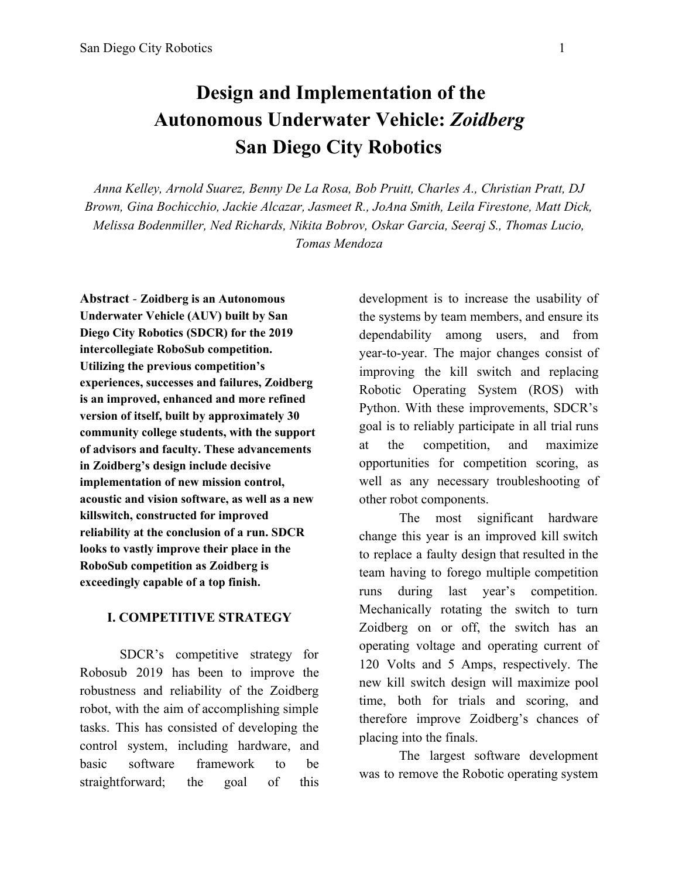# Design and Implementation of the Autonomous Underwater Vehicle: *Zoidberg* San Diego City Robotics

*Anna Kelley, Arnold Suarez, Benny De La Rosa, Bob Pruitt, Charles A., Christian Pratt, DJ Brown, Gina Bochicchio, Jackie Alcazar, Jasmeet R., JoAna Smith, Leila Firestone, Matt Dick, Melissa Bodenmiller, Ned Richards, Nikita Bobrov, Oskar Garcia, Seeraj S., Thomas Lucio, Tomas Mendoza*

**Abstract** - **Zoidberg is an Autonomous Underwater Vehicle (AUV) built by San Diego City Robotics (SDCR) for the 2019 intercollegiate RoboSub competition. Utilizing the previous competition's experiences, successes and failures, Zoidberg is an improved, enhanced and more refined version of itself, built by approximately 30 community college students, with the support of advisors and faculty. These advancements in Zoidberg's design include decisive implementation of new mission control, acoustic and vision software, as well as a new killswitch, constructed for improved reliability at the conclusion of a run. SDCR looks to vastly improve their place in the RoboSub competition as Zoidberg is exceedingly capable of a top finish.**

## I. COMPETITIVE STRATEGY

SDCR's competitive strategy for Robosub 2019 has been to improve the robustness and reliability of the Zoidberg robot, with the aim of accomplishing simple tasks. This has consisted of developing the control system, including hardware, and basic software framework to be straightforward; the goal of this development is to increase the usability of the systems by team members, and ensure its dependability among users, and from year-to-year. The major changes consist of improving the kill switch and replacing Robotic Operating System (ROS) with Python. With these improvements, SDCR's goal is to reliably participate in all trial runs at the competition, and maximize opportunities for competition scoring, as well as any necessary troubleshooting of other robot components.

The most significant hardware change this year is an improved kill switch to replace a faulty design that resulted in the team having to forego multiple competition runs during last year's competition. Mechanically rotating the switch to turn Zoidberg on or off, the switch has an operating voltage and operating current of 120 Volts and 5 Amps, respectively. The new kill switch design will maximize pool time, both for trials and scoring, and therefore improve Zoidberg's chances of placing into the finals.

The largest software development was to remove the Robotic operating system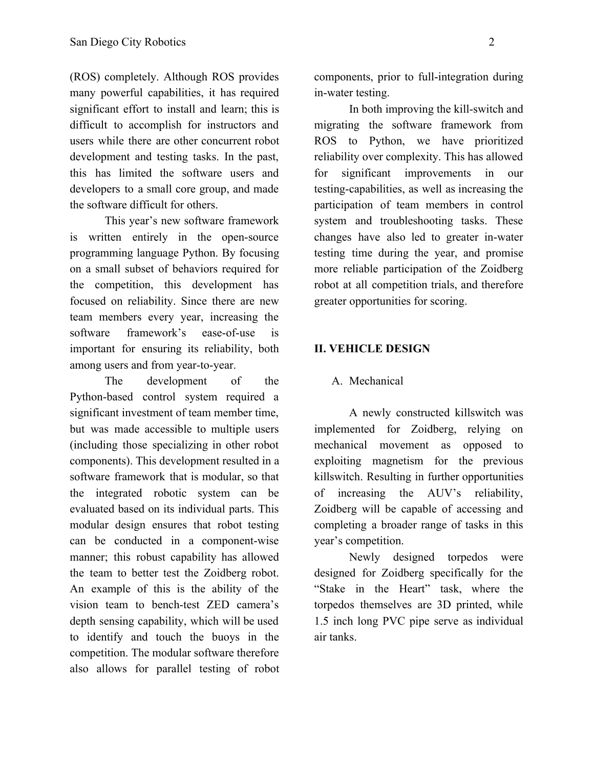(ROS) completely. Although ROS provides many powerful capabilities, it has required significant effort to install and learn; this is difficult to accomplish for instructors and users while there are other concurrent robot development and testing tasks. In the past, this has limited the software users and developers to a small core group, and made the software difficult for others.

This year's new software framework is written entirely in the open-source programming language Python. By focusing on a small subset of behaviors required for the competition, this development has focused on reliability. Since there are new team members every year, increasing the software framework's ease-of-use is important for ensuring its reliability, both among users and from year-to-year.

The development of the Python-based control system required a significant investment of team member time, but was made accessible to multiple users (including those specializing in other robot components). This development resulted in a software framework that is modular, so that the integrated robotic system can be evaluated based on its individual parts. This modular design ensures that robot testing can be conducted in a component-wise manner; this robust capability has allowed the team to better test the Zoidberg robot. An example of this is the ability of the vision team to bench-test ZED camera's depth sensing capability, which will be used to identify and touch the buoys in the competition. The modular software therefore also allows for parallel testing of robot components, prior to full-integration during in-water testing.

In both improving the kill-switch and migrating the software framework from ROS to Python, we have prioritized reliability over complexity. This has allowed for significant improvements in our testing-capabilities, as well as increasing the participation of team members in control system and troubleshooting tasks. These changes have also led to greater in-water testing time during the year, and promise more reliable participation of the Zoidberg robot at all competition trials, and therefore greater opportunities for scoring.

## II. VEHICLE DESIGN

### A. Mechanical

A newly constructed killswitch was implemented for Zoidberg, relying on mechanical movement as opposed to exploiting magnetism for the previous killswitch. Resulting in further opportunities of increasing the AUV's reliability, Zoidberg will be capable of accessing and completing a broader range of tasks in this year's competition.

Newly designed torpedos were designed for Zoidberg specifically for the "Stake in the Heart" task, where the torpedos themselves are 3D printed, while 1.5 inch long PVC pipe serve as individual air tanks.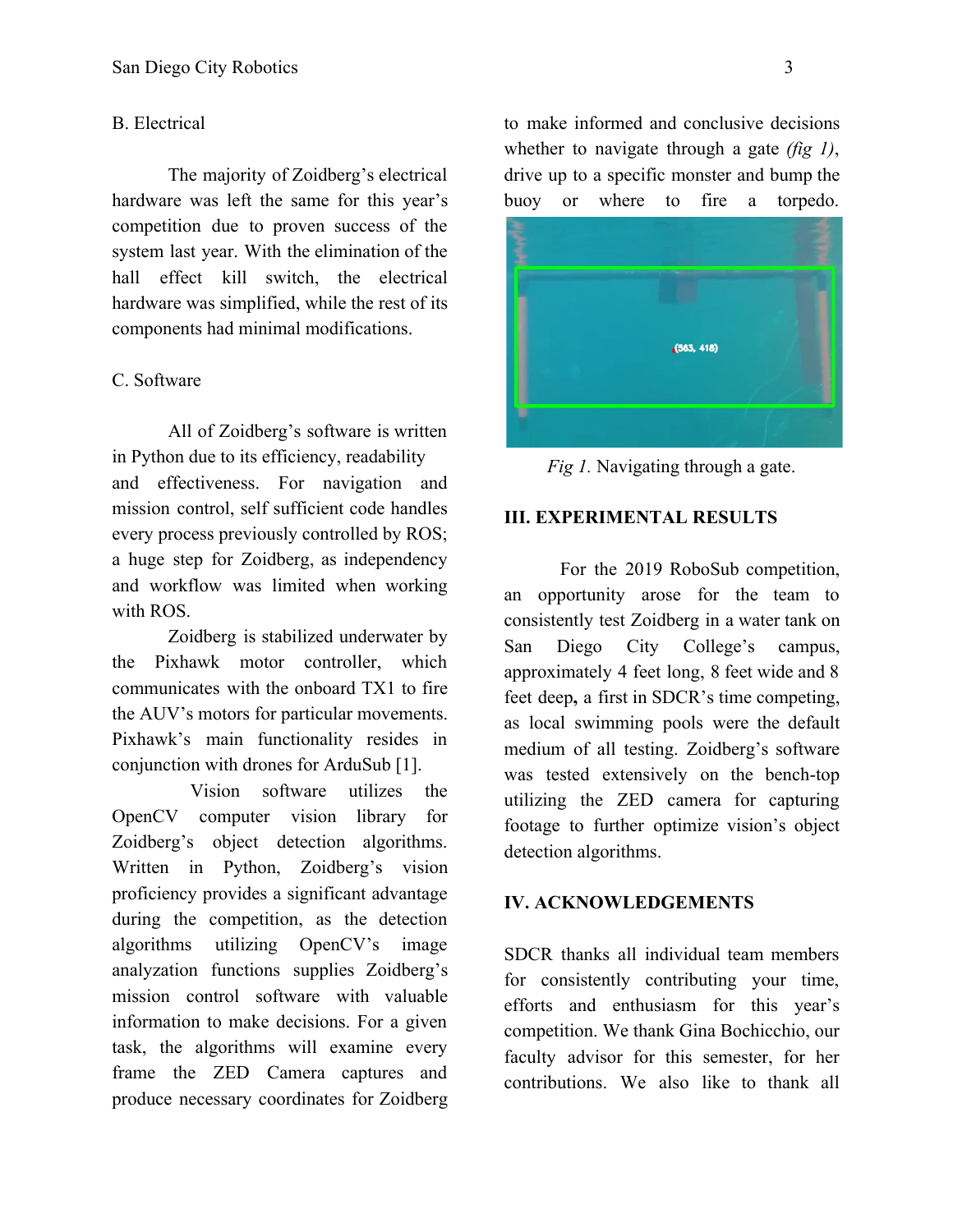B. Electrical

The majority of Zoidberg's electrical hardware was left the same for this year's competition due to proven success of the system last year. With the elimination of the hall effect kill switch, the electrical hardware was simplified, while the rest of its components had minimal modifications.

C. Software

All of Zoidberg's software is written in Python due to its efficiency, readability and effectiveness. For navigation and mission control, self sufficient code handles every process previously controlled by ROS; a huge step for Zoidberg, as independency and workflow was limited when working with ROS.

Zoidberg is stabilized underwater by the Pixhawk motor controller, which communicates with the onboard TX1 to fire the AUV's motors for particular movements. Pixhawk's main functionality resides in conjunction with drones for ArduSub [1].

Vision software utilizes the OpenCV computer vision library for Zoidberg's object detection algorithms. Written in Python, Zoidberg's vision proficiency provides a significant advantage during the competition, as the detection algorithms utilizing OpenCV's image analyzation functions supplies Zoidberg's mission control software with valuable information to make decisions. For a given task, the algorithms will examine every frame the ZED Camera captures and produce necessary coordinates for Zoidberg to make informed and conclusive decisions whether to navigate through a gate *(fig 1)*, drive up to a specific monster and bump the buoy or where to fire a torpedo.

*Fig 1*. Navigating through a gate.

## III. EXPERIMENTAL RESULTS

For the 2019 RoboSub competition, an opportunity arose for the team to consistently test Zoidberg in a water tank on San Diego City College's campus, approximately 4 feet long, 8 feet wide and 8 feet deep**,** a first in SDCR's time competing, as local swimming pools were the default medium of all testing. Zoidberg's software was tested extensively on the bench-top utilizing the ZED camera for capturing footage to further optimize vision's object detection algorithms.

## IV. ACKNOWLEDGEMENTS

SDCR thanks all individual team members for consistently contributing your time, efforts and enthusiasm for this year's competition. We thank Gina Bochicchio, our faculty advisor for this semester, for her contributions. We also like to thank all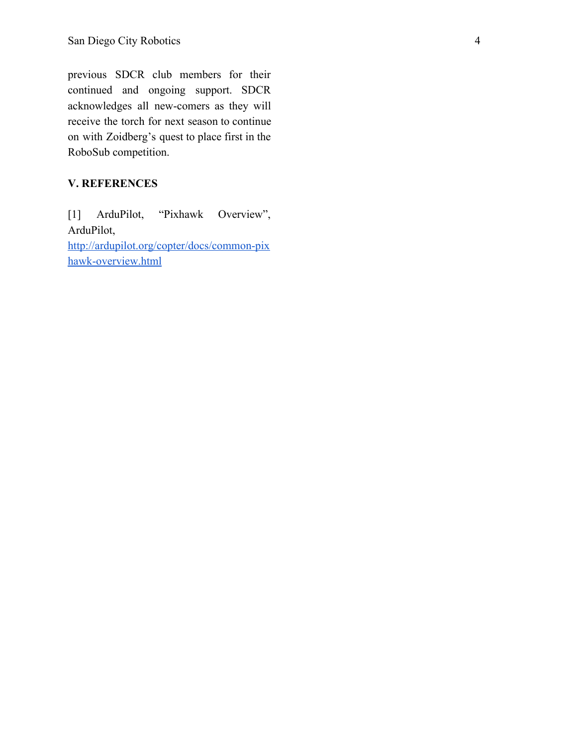previous SDCR club members for their continued and ongoing support. SDCR acknowledges all new-comers as they will receive the torch for next season to continue on with Zoidberg's quest to place first in the RoboSub competition.

## V. REFERENCES

[1] ArduPilot, "Pixhawk Overview", ArduPilot, [http://ardupilot.org/copter/docs/common-pixhawk-overview.html](http://ardupilot.org/copter/docs/common-pixhawk-overview.html)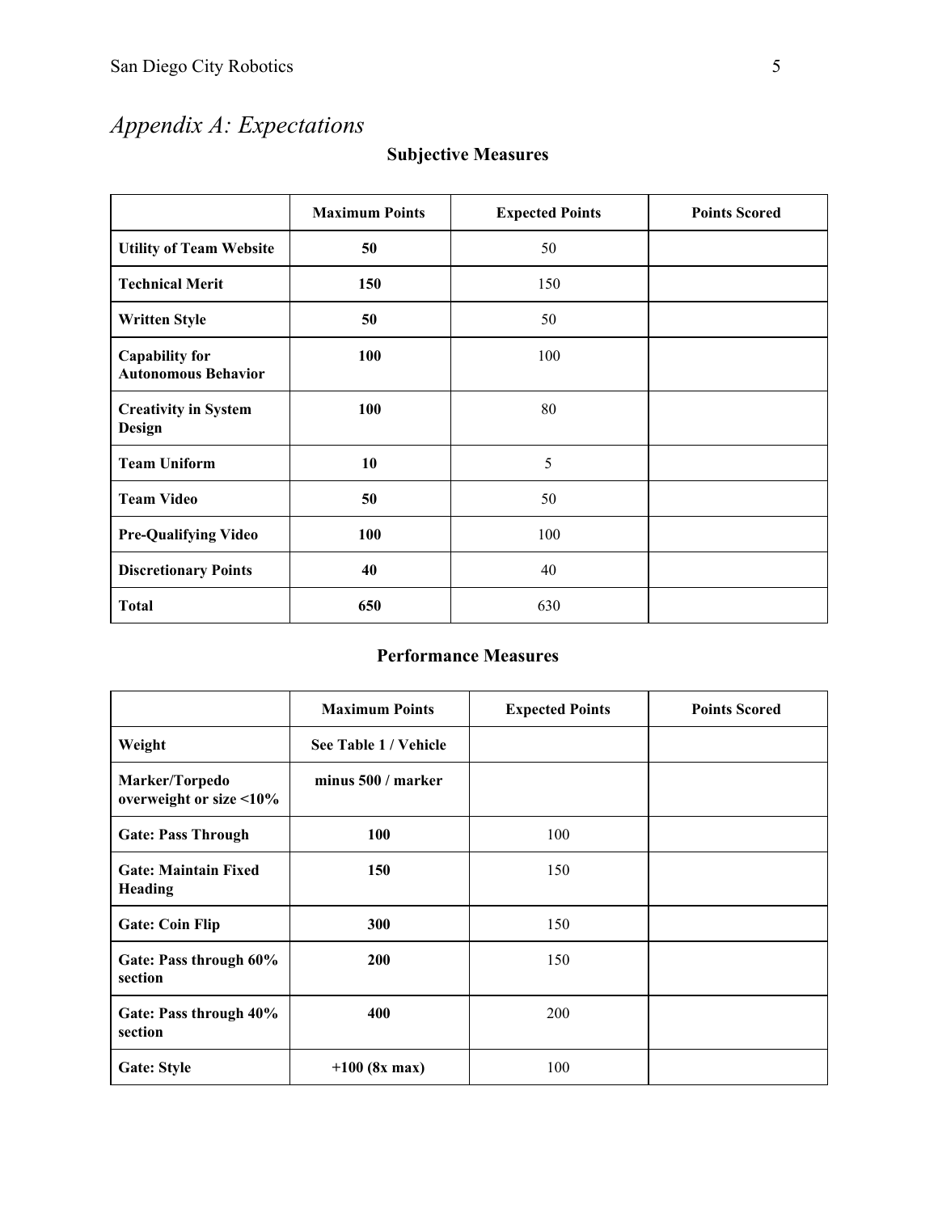# *Appendix A: Expectations*

### Subjective Measures

| | Maximum Points | Expected Points | Points Scored |
|---|---|---|---|
| **Utility of Team Website** | **50** | 50 | |
| **Technical Merit** | **150** | 150 | |
| **Written Style** | **50** | 50 | |
| **Capability for Autonomous Behavior** | **100** | 100 | |
| **Creativity in System Design** | **100** | 80 | |
| **Team Uniform** | **10** | 5 | |
| **Team Video** | **50** | 50 | |
| **Pre-Qualifying Video** | **100** | 100 | |
| **Discretionary Points** | **40** | 40 | |
| **Total** | **650** | 630 | |

### Performance Measures

| | Maximum Points | Expected Points | Points Scored |
|---|---|---|---|
| **Weight** | **See Table 1 / Vehicle** | | |
| **Marker/Torpedo overweight or size <10%** | **minus 500 / marker** | | |
| **Gate: Pass Through** | **100** | 100 | |
| **Gate: Maintain Fixed Heading** | **150** | 150 | |
| **Gate: Coin Flip** | **300** | 150 | |
| **Gate: Pass through 60% section** | **200** | 150 | |
| **Gate: Pass through 40% section** | **400** | 200 | |
| **Gate: Style** | **+100 (8x max)** | 100 | |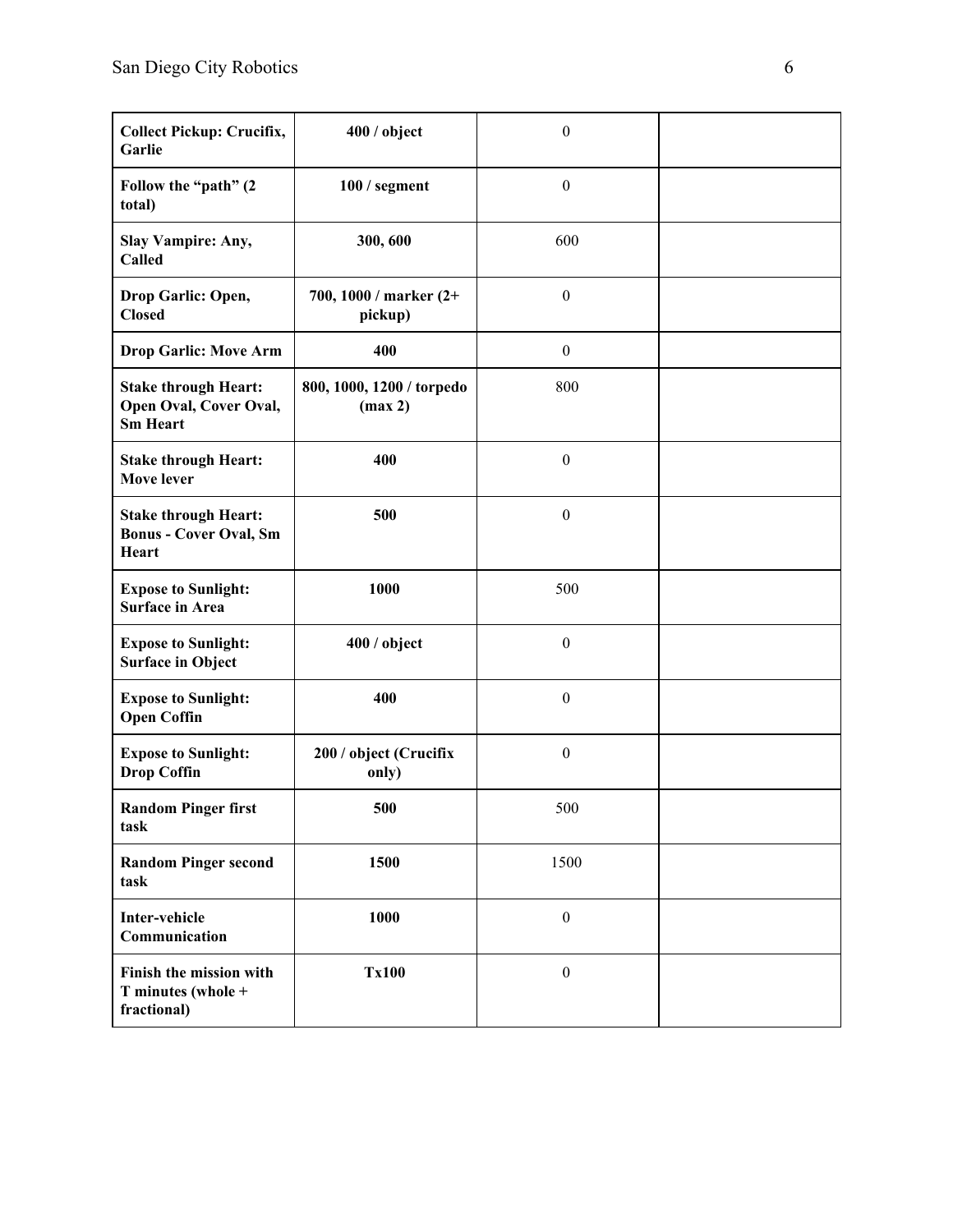| **Collect Pickup: Crucifix, Garlic** | **400 / object** | 0 | |
|---|---|---|---|
| **Follow the "path" (2 total)** | **100 / segment** | 0 | |
| **Slay Vampire: Any, Called** | **300, 600** | 600 | |
| **Drop Garlic: Open, Closed** | **700, 1000 / marker (2+ pickup)** | 0 | |
| **Drop Garlic: Move Arm** | **400** | 0 | |
| **Stake through Heart: Open Oval, Cover Oval, Sm Heart** | **800, 1000, 1200 / torpedo (max 2)** | 800 | |
| **Stake through Heart: Move lever** | **400** | 0 | |
| **Stake through Heart: Bonus - Cover Oval, Sm Heart** | **500** | 0 | |
| **Expose to Sunlight: Surface in Area** | **1000** | 500 | |
| **Expose to Sunlight: Surface in Object** | **400 / object** | 0 | |
| **Expose to Sunlight: Open Coffin** | **400** | 0 | |
| **Expose to Sunlight: Drop Coffin** | **200 / object (Crucifix only)** | 0 | |
| **Random Pinger first task** | **500** | 500 | |
| **Random Pinger second task** | **1500** | 1500 | |
| **Inter-vehicle Communication** | **1000** | 0 | |
| **Finish the mission with T minutes (whole + fractional)** | **Tx100** | 0 | |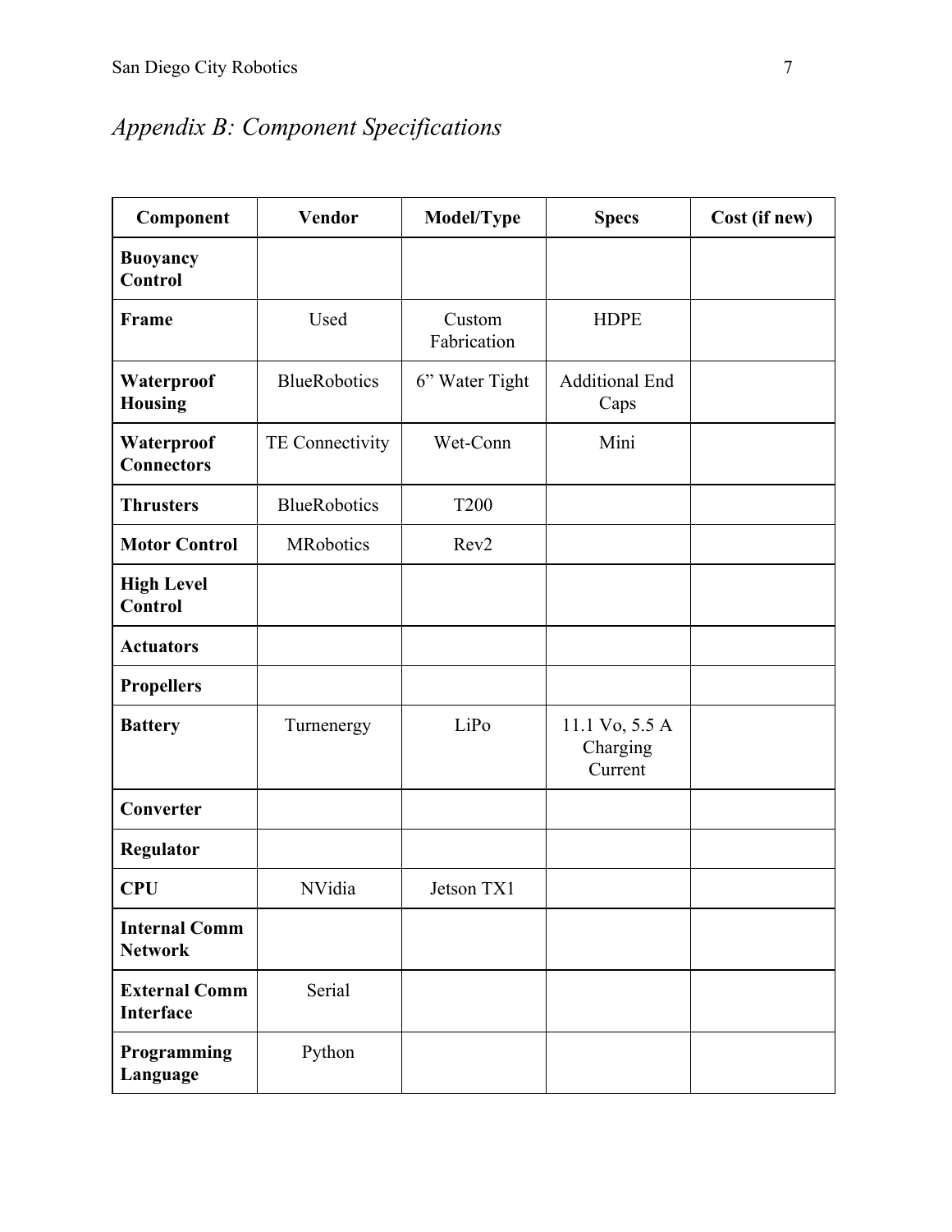## *Appendix B: Component Specifications*

| Component | Vendor | Model/Type | Specs | Cost (if new) |
|---|---|---|---|---|
| **Buoyancy Control** | | | | |
| **Frame** | Used | Custom Fabrication | HDPE | |
| **Waterproof Housing** | BlueRobotics | 6" Water Tight | Additional End Caps | |
| **Waterproof Connectors** | TE Connectivity | Wet-Conn | Mini | |
| **Thrusters** | BlueRobotics | T200 | | |
| **Motor Control** | MRobotics | Rev2 | | |
| **High Level Control** | | | | |
| **Actuators** | | | | |
| **Propellers** | | | | |
| **Battery** | Turnenergy | LiPo | 11.1 Vo, 5.5 A Charging Current | |
| **Converter** | | | | |
| **Regulator** | | | | |
| **CPU** | NVidia | Jetson TX1 | | |
| **Internal Comm Network** | | | | |
| **External Comm Interface** | Serial | | | |
| **Programming Language** | Python | | | |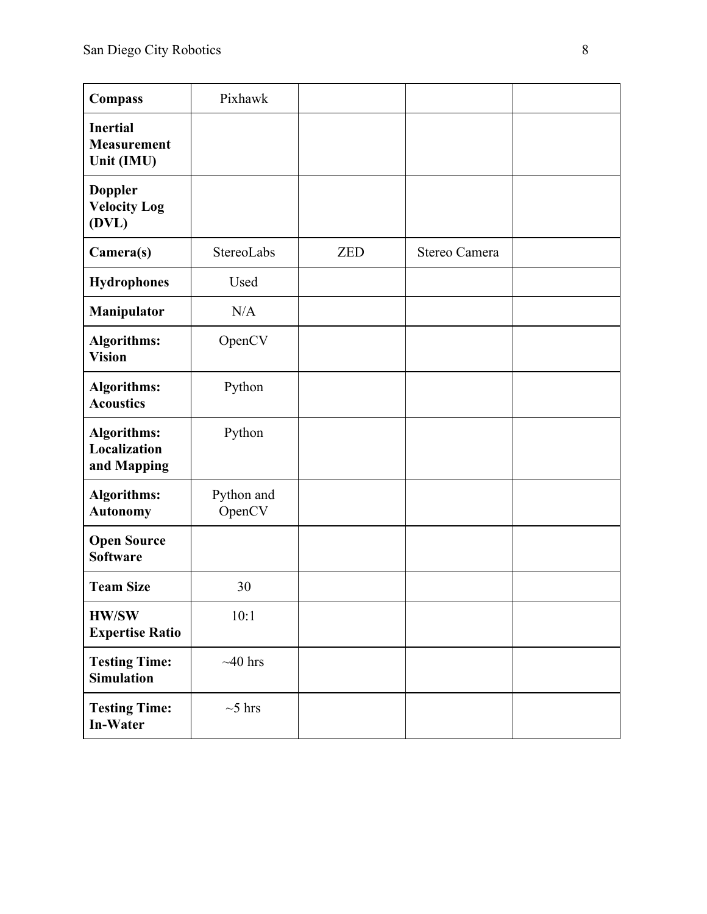| | | | | |
|---|---|---|---|---|
| **Compass** | Pixhawk | | | |
| **Inertial Measurement Unit (IMU)** | | | | |
| **Doppler Velocity Log (DVL)** | | | | |
| **Camera(s)** | StereoLabs | ZED | Stereo Camera | |
| **Hydrophones** | Used | | | |
| **Manipulator** | N/A | | | |
| **Algorithms: Vision** | OpenCV | | | |
| **Algorithms: Acoustics** | Python | | | |
| **Algorithms: Localization and Mapping** | Python | | | |
| **Algorithms: Autonomy** | Python and OpenCV | | | |
| **Open Source Software** | | | | |
| **Team Size** | 30 | | | |
| **HW/SW Expertise Ratio** | 10:1 | | | |
| **Testing Time: Simulation** | ~40 hrs | | | |
| **Testing Time: In-Water** | ~5 hrs | | | |